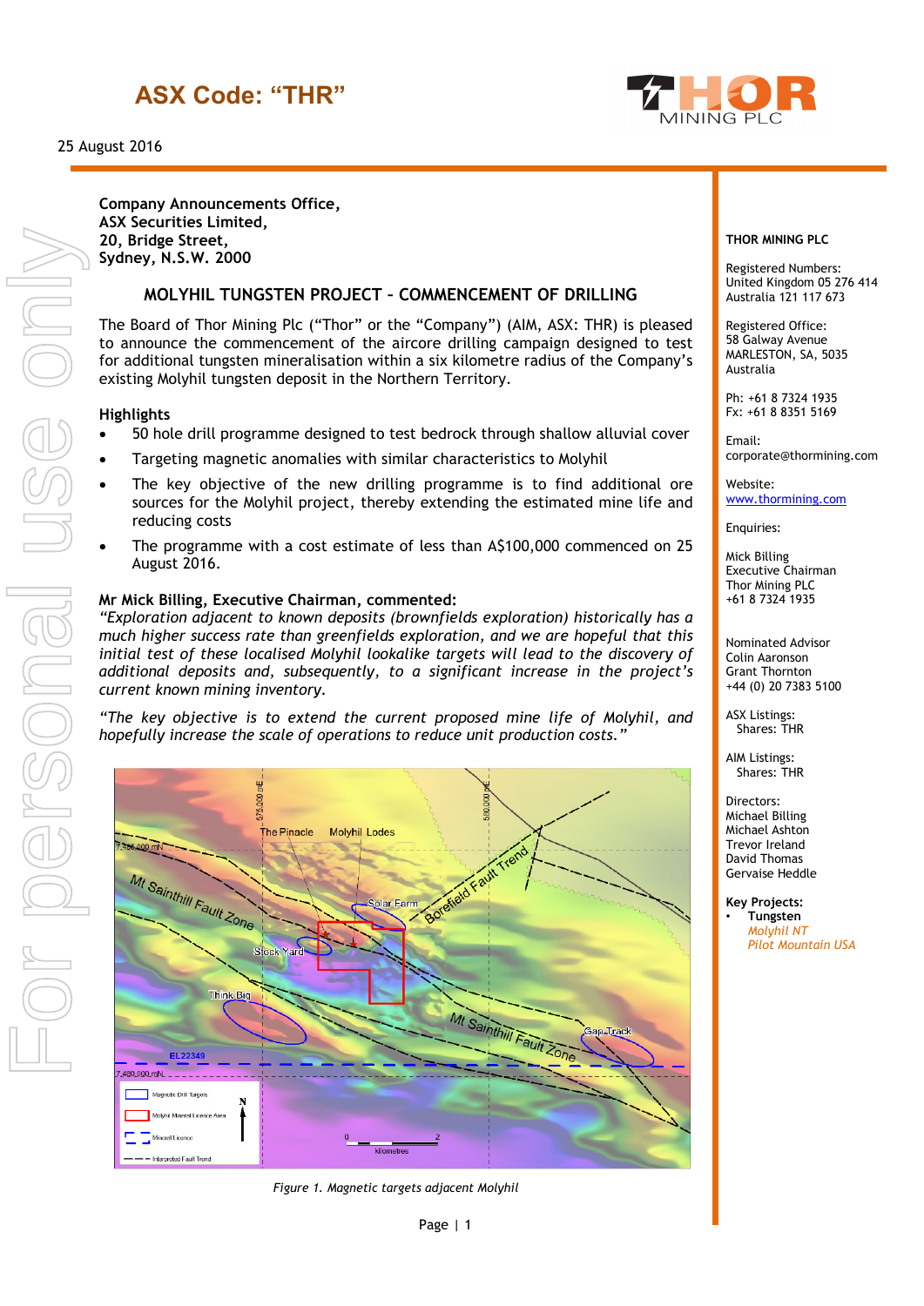# ASX Code: "THR"

25 August 2016

**Company Announcements Office,**
**ASX Securities Limited,**
**20, Bridge Street,**
**Sydney, N.S.W. 2000**

## MOLYHIL TUNGSTEN PROJECT – COMMENCEMENT OF DRILLING

The Board of Thor Mining Plc ("Thor" or the "Company") (AIM, ASX: THR) is pleased to announce the commencement of the aircore drilling campaign designed to test for additional tungsten mineralisation within a six kilometre radius of the Company's existing Molyhil tungsten deposit in the Northern Territory.

### Highlights

- 50 hole drill programme designed to test bedrock through shallow alluvial cover
- Targeting magnetic anomalies with similar characteristics to Molyhil
- The key objective of the new drilling programme is to find additional ore sources for the Molyhil project, thereby extending the estimated mine life and reducing costs
- The programme with a cost estimate of less than A$100,000 commenced on 25 August 2016.

**Mr Mick Billing, Executive Chairman, commented:**

*"Exploration adjacent to known deposits (brownfields exploration) historically has a much higher success rate than greenfields exploration, and we are hopeful that this initial test of these localised Molyhil lookalike targets will lead to the discovery of additional deposits and, subsequently, to a significant increase in the project's current known mining inventory.*

*"The key objective is to extend the current proposed mine life of Molyhil, and hopefully increase the scale of operations to reduce unit production costs."*

*Figure 1. Magnetic targets adjacent Molyhil*

**THOR MINING PLC**

Registered Numbers:
United Kingdom 05 276 414
Australia 121 117 673

Registered Office:
58 Galway Avenue
MARLESTON, SA, 5035
Australia

Ph: +61 8 7324 1935
Fx: +61 8 8351 5169

Email:
corporate@thormining.com

Website:
www.thormining.com

Enquiries:

Mick Billing
Executive Chairman
Thor Mining PLC
+61 8 7324 1935

Nominated Advisor
Colin Aaronson
Grant Thornton
+44 (0) 20 7383 5100

ASX Listings:
Shares: THR

AIM Listings:
Shares: THR

Directors:
Michael Billing
Michael Ashton
Trevor Ireland
David Thomas
Gervaise Heddle

**Key Projects:**
- **Tungsten**
  *Molyhil NT*
  *Pilot Mountain USA*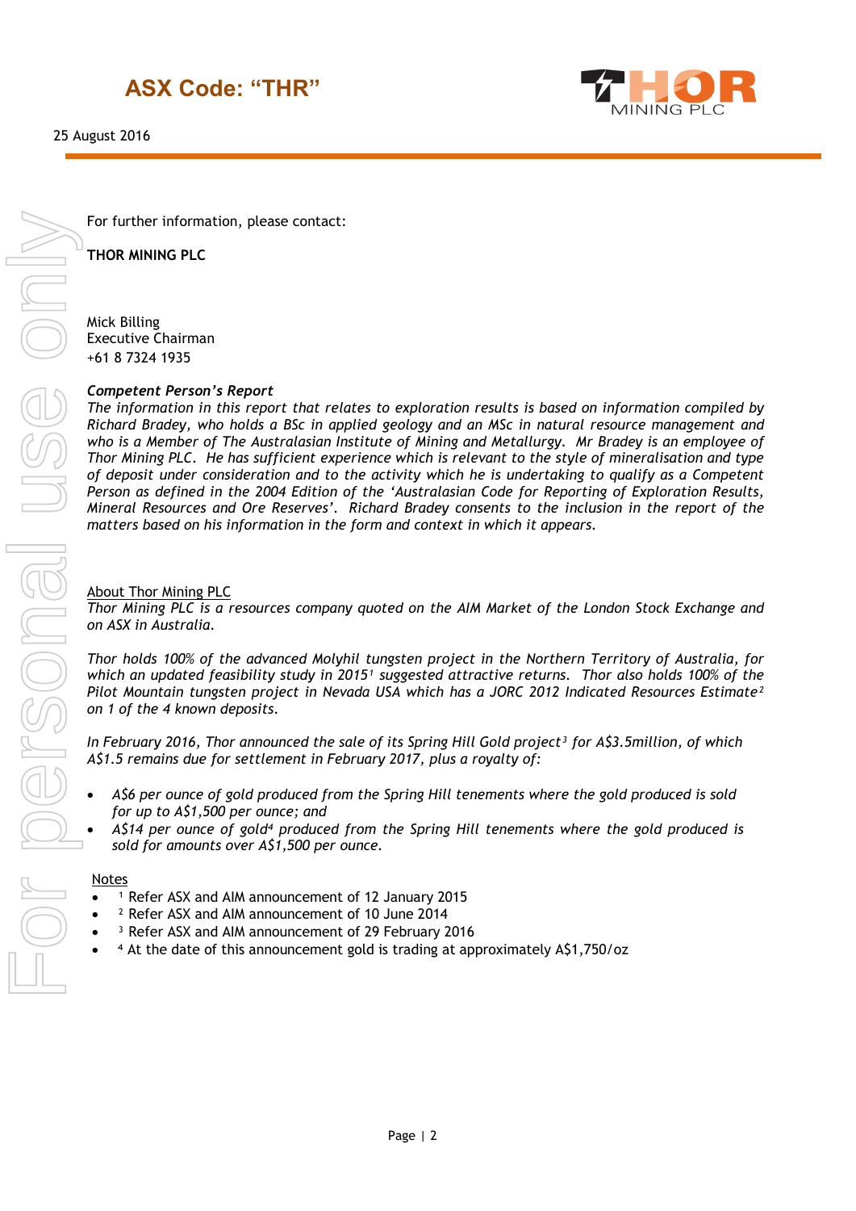For further information, please contact:

**THOR MINING PLC**

Mick Billing
Executive Chairman
+61 8 7324 1935

***Competent Person's Report***
*The information in this report that relates to exploration results is based on information compiled by Richard Bradey, who holds a BSc in applied geology and an MSc in natural resource management and who is a Member of The Australasian Institute of Mining and Metallurgy. Mr Bradey is an employee of Thor Mining PLC. He has sufficient experience which is relevant to the style of mineralisation and type of deposit under consideration and to the activity which he is undertaking to qualify as a Competent Person as defined in the 2004 Edition of the 'Australasian Code for Reporting of Exploration Results, Mineral Resources and Ore Reserves'. Richard Bradey consents to the inclusion in the report of the matters based on his information in the form and context in which it appears.*

About Thor Mining PLC
*Thor Mining PLC is a resources company quoted on the AIM Market of the London Stock Exchange and on ASX in Australia.*

*Thor holds 100% of the advanced Molyhil tungsten project in the Northern Territory of Australia, for which an updated feasibility study in 2015[1] suggested attractive returns. Thor also holds 100% of the Pilot Mountain tungsten project in Nevada USA which has a JORC 2012 Indicated Resources Estimate[2] on 1 of the 4 known deposits.*

*In February 2016, Thor announced the sale of its Spring Hill Gold project[3] for A$3.5million, of which A$1.5 remains due for settlement in February 2017, plus a royalty of:*

- *A$6 per ounce of gold produced from the Spring Hill tenements where the gold produced is sold for up to A$1,500 per ounce; and*
- *A$14 per ounce of gold[4] produced from the Spring Hill tenements where the gold produced is sold for amounts over A$1,500 per ounce.*

Notes
- [1] Refer ASX and AIM announcement of 12 January 2015
- [2] Refer ASX and AIM announcement of 10 June 2014
- [3] Refer ASX and AIM announcement of 29 February 2016
- [4] At the date of this announcement gold is trading at approximately A$1,750/oz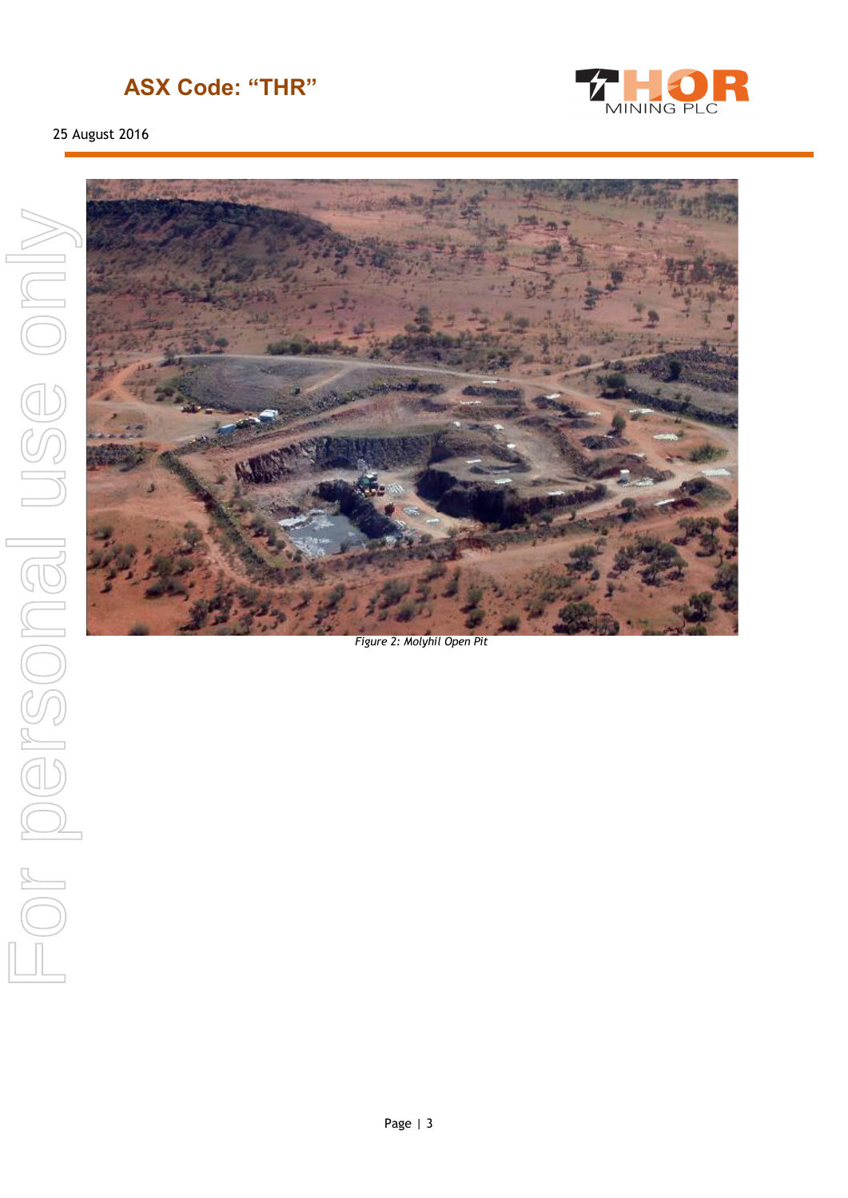Figure 2: Molyhil Open Pit